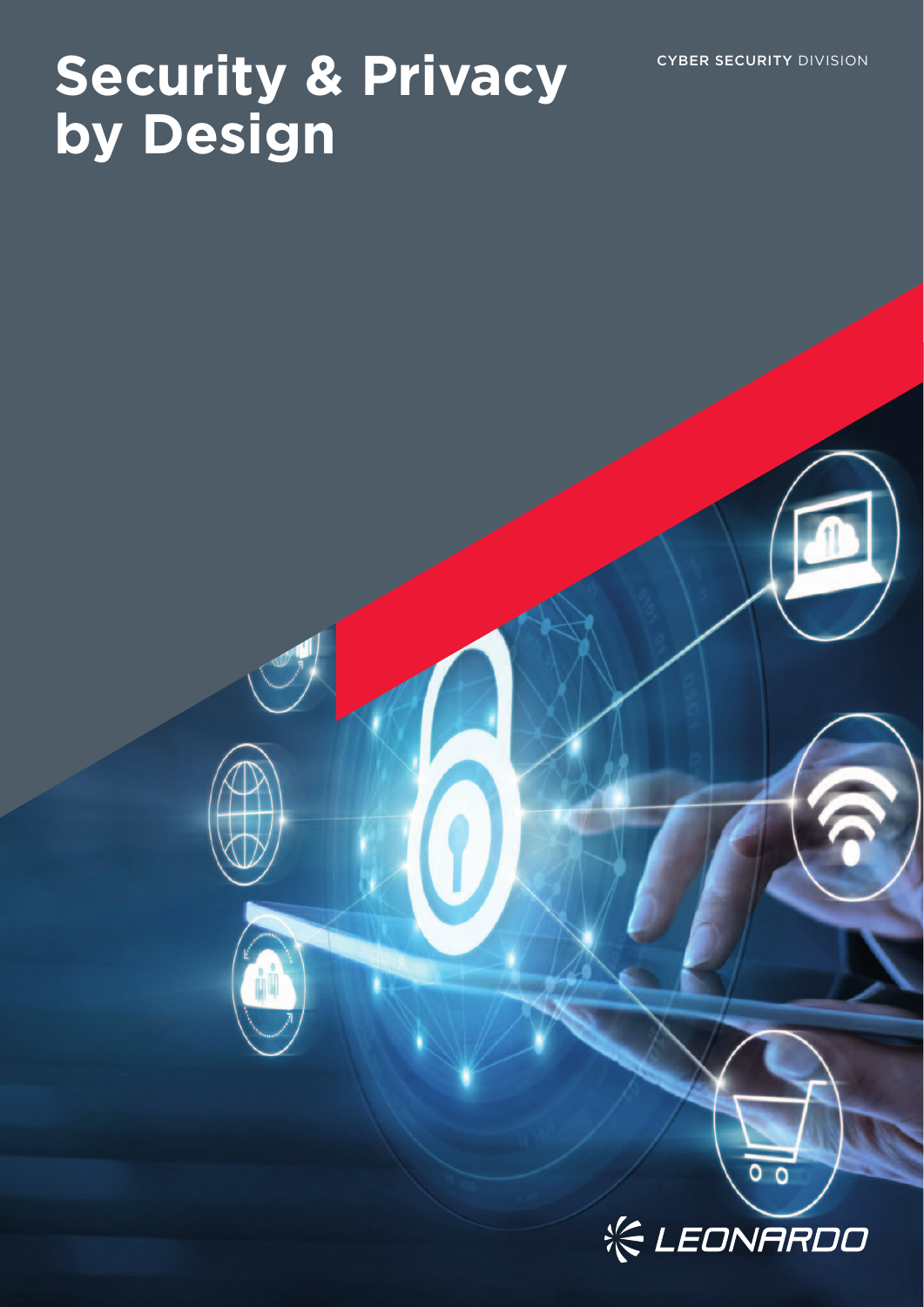CYBER SECURITY DIVISION

# Security & Privacy by Design

LEONARDO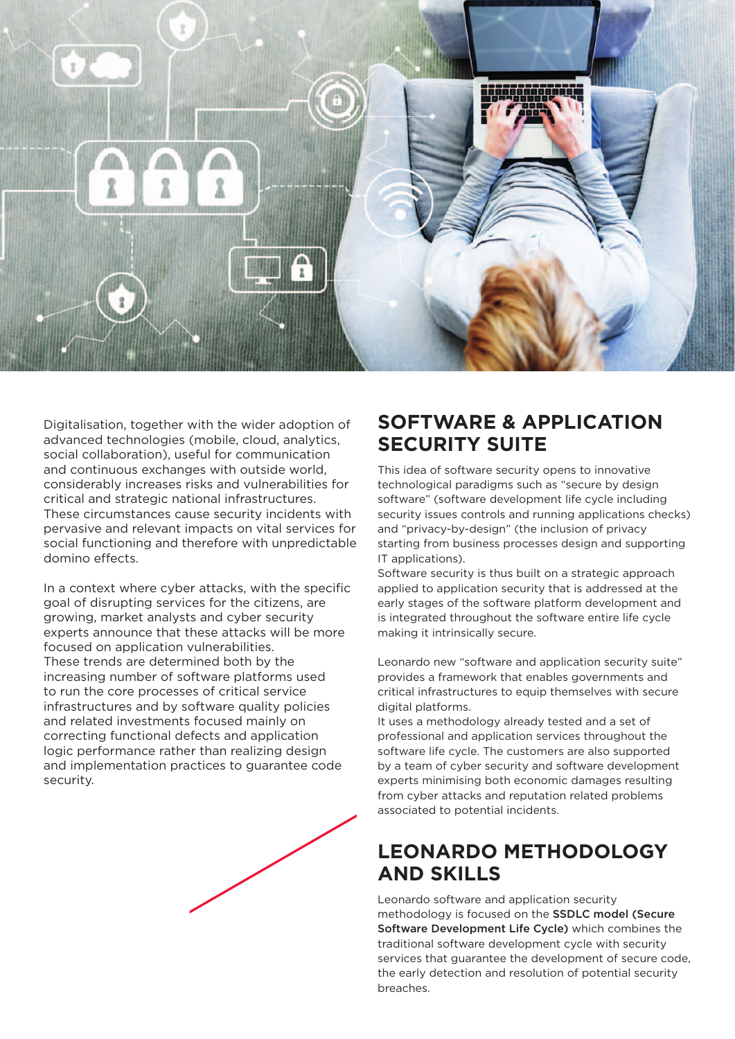Digitalisation, together with the wider adoption of advanced technologies (mobile, cloud, analytics, social collaboration), useful for communication and continuous exchanges with outside world, considerably increases risks and vulnerabilities for critical and strategic national infrastructures. These circumstances cause security incidents with pervasive and relevant impacts on vital services for social functioning and therefore with unpredictable domino effects.

In a context where cyber attacks, with the specific goal of disrupting services for the citizens, are growing, market analysts and cyber security experts announce that these attacks will be more focused on application vulnerabilities.
These trends are determined both by the increasing number of software platforms used to run the core processes of critical service infrastructures and by software quality policies and related investments focused mainly on correcting functional defects and application logic performance rather than realizing design and implementation practices to guarantee code security.

## SOFTWARE & APPLICATION SECURITY SUITE

This idea of software security opens to innovative technological paradigms such as "secure by design software" (software development life cycle including security issues controls and running applications checks) and "privacy-by-design" (the inclusion of privacy starting from business processes design and supporting IT applications).
Software security is thus built on a strategic approach applied to application security that is addressed at the early stages of the software platform development and is integrated throughout the software entire life cycle making it intrinsically secure.

Leonardo new "software and application security suite" provides a framework that enables governments and critical infrastructures to equip themselves with secure digital platforms.
It uses a methodology already tested and a set of professional and application services throughout the software life cycle. The customers are also supported by a team of cyber security and software development experts minimising both economic damages resulting from cyber attacks and reputation related problems associated to potential incidents.

## LEONARDO METHODOLOGY AND SKILLS

Leonardo software and application security methodology is focused on the **SSDLC model (Secure Software Development Life Cycle)** which combines the traditional software development cycle with security services that guarantee the development of secure code, the early detection and resolution of potential security breaches.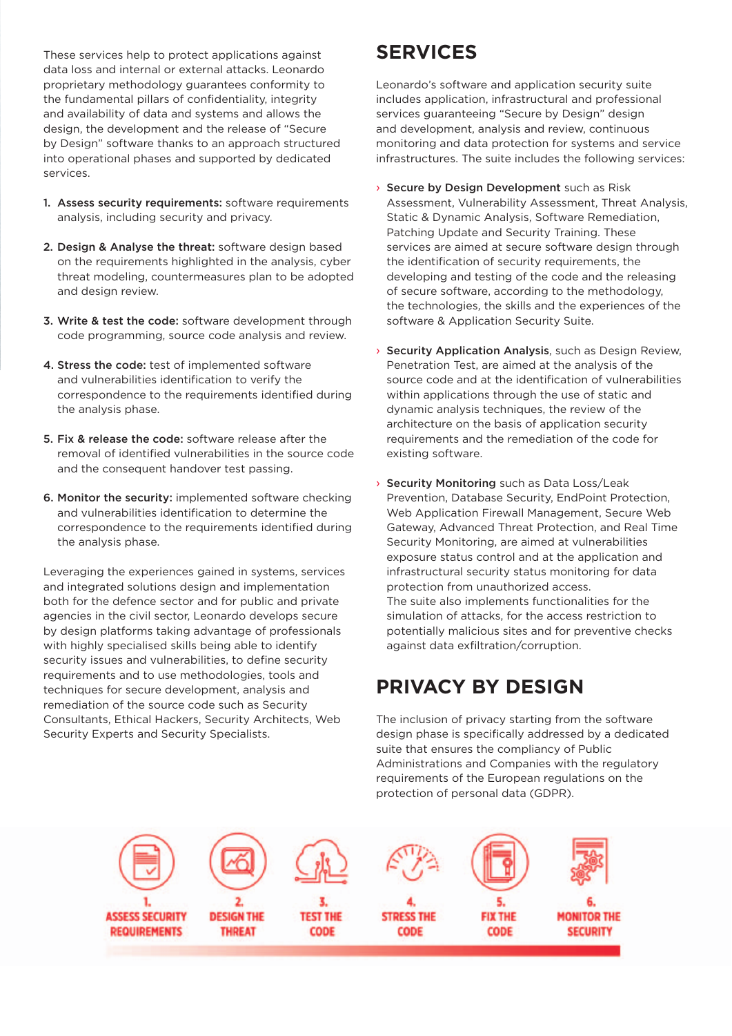These services help to protect applications against data loss and internal or external attacks. Leonardo proprietary methodology guarantees conformity to the fundamental pillars of confidentiality, integrity and availability of data and systems and allows the design, the development and the release of "Secure by Design" software thanks to an approach structured into operational phases and supported by dedicated services.

1. **Assess security requirements:** software requirements analysis, including security and privacy.

2. **Design & Analyse the threat:** software design based on the requirements highlighted in the analysis, cyber threat modeling, countermeasures plan to be adopted and design review.

3. **Write & test the code:** software development through code programming, source code analysis and review.

4. **Stress the code:** test of implemented software and vulnerabilities identification to verify the correspondence to the requirements identified during the analysis phase.

5. **Fix & release the code:** software release after the removal of identified vulnerabilities in the source code and the consequent handover test passing.

6. **Monitor the security:** implemented software checking and vulnerabilities identification to determine the correspondence to the requirements identified during the analysis phase.

Leveraging the experiences gained in systems, services and integrated solutions design and implementation both for the defence sector and for public and private agencies in the civil sector, Leonardo develops secure by design platforms taking advantage of professionals with highly specialised skills being able to identify security issues and vulnerabilities, to define security requirements and to use methodologies, tools and techniques for secure development, analysis and remediation of the source code such as Security Consultants, Ethical Hackers, Security Architects, Web Security Experts and Security Specialists.

## SERVICES

Leonardo's software and application security suite includes application, infrastructural and professional services guaranteeing "Secure by Design" design and development, analysis and review, continuous monitoring and data protection for systems and service infrastructures. The suite includes the following services:

- **Secure by Design Development** such as Risk Assessment, Vulnerability Assessment, Threat Analysis, Static & Dynamic Analysis, Software Remediation, Patching Update and Security Training. These services are aimed at secure software design through the identification of security requirements, the developing and testing of the code and the releasing of secure software, according to the methodology, the technologies, the skills and the experiences of the software & Application Security Suite.

- **Security Application Analysis**, such as Design Review, Penetration Test, are aimed at the analysis of the source code and at the identification of vulnerabilities within applications through the use of static and dynamic analysis techniques, the review of the architecture on the basis of application security requirements and the remediation of the code for existing software.

- **Security Monitoring** such as Data Loss/Leak Prevention, Database Security, EndPoint Protection, Web Application Firewall Management, Secure Web Gateway, Advanced Threat Protection, and Real Time Security Monitoring, are aimed at vulnerabilities exposure status control and at the application and infrastructural security status monitoring for data protection from unauthorized access.
  The suite also implements functionalities for the simulation of attacks, for the access restriction to potentially malicious sites and for preventive checks against data exfiltration/corruption.

## PRIVACY BY DESIGN

The inclusion of privacy starting from the software design phase is specifically addressed by a dedicated suite that ensures the compliancy of Public Administrations and Companies with the regulatory requirements of the European regulations on the protection of personal data (GDPR).

1. ASSESS SECURITY REQUIREMENTS
2. DESIGN THE THREAT
3. TEST THE CODE
4. STRESS THE CODE
5. FIX THE CODE
6. MONITOR THE SECURITY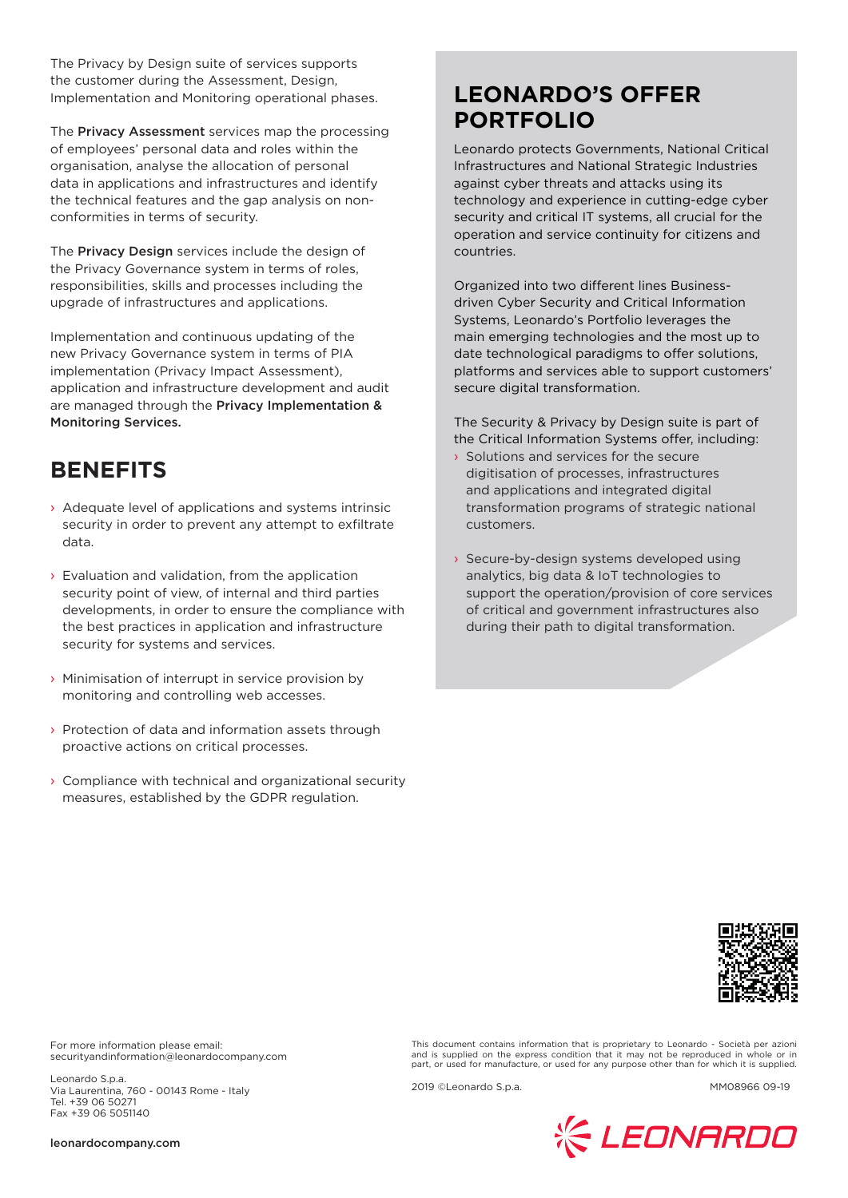The Privacy by Design suite of services supports the customer during the Assessment, Design, Implementation and Monitoring operational phases.

The **Privacy Assessment** services map the processing of employees' personal data and roles within the organisation, analyse the allocation of personal data in applications and infrastructures and identify the technical features and the gap analysis on non-conformities in terms of security.

The **Privacy Design** services include the design of the Privacy Governance system in terms of roles, responsibilities, skills and processes including the upgrade of infrastructures and applications.

Implementation and continuous updating of the new Privacy Governance system in terms of PIA implementation (Privacy Impact Assessment), application and infrastructure development and audit are managed through the **Privacy Implementation & Monitoring Services.**

## BENEFITS

- Adequate level of applications and systems intrinsic security in order to prevent any attempt to exfiltrate data.
- Evaluation and validation, from the application security point of view, of internal and third parties developments, in order to ensure the compliance with the best practices in application and infrastructure security for systems and services.
- Minimisation of interrupt in service provision by monitoring and controlling web accesses.
- Protection of data and information assets through proactive actions on critical processes.
- Compliance with technical and organizational security measures, established by the GDPR regulation.

## LEONARDO'S OFFER PORTFOLIO

Leonardo protects Governments, National Critical Infrastructures and National Strategic Industries against cyber threats and attacks using its technology and experience in cutting-edge cyber security and critical IT systems, all crucial for the operation and service continuity for citizens and countries.

Organized into two different lines Business-driven Cyber Security and Critical Information Systems, Leonardo's Portfolio leverages the main emerging technologies and the most up to date technological paradigms to offer solutions, platforms and services able to support customers' secure digital transformation.

The Security & Privacy by Design suite is part of the Critical Information Systems offer, including:

- Solutions and services for the secure digitisation of processes, infrastructures and applications and integrated digital transformation programs of strategic national customers.
- Secure-by-design systems developed using analytics, big data & IoT technologies to support the operation/provision of core services of critical and government infrastructures also during their path to digital transformation.

For more information please email:
securityandinformation@leonardocompany.com

Leonardo S.p.a.
Via Laurentina, 760 - 00143 Rome - Italy
Tel. +39 06 50271
Fax +39 06 5051140

leonardocompany.com

This document contains information that is proprietary to Leonardo - Società per azioni and is supplied on the express condition that it may not be reproduced in whole or in part, or used for manufacture, or used for any purpose other than for which it is supplied.

2019 ©Leonardo S.p.a.

MM08966 09-19